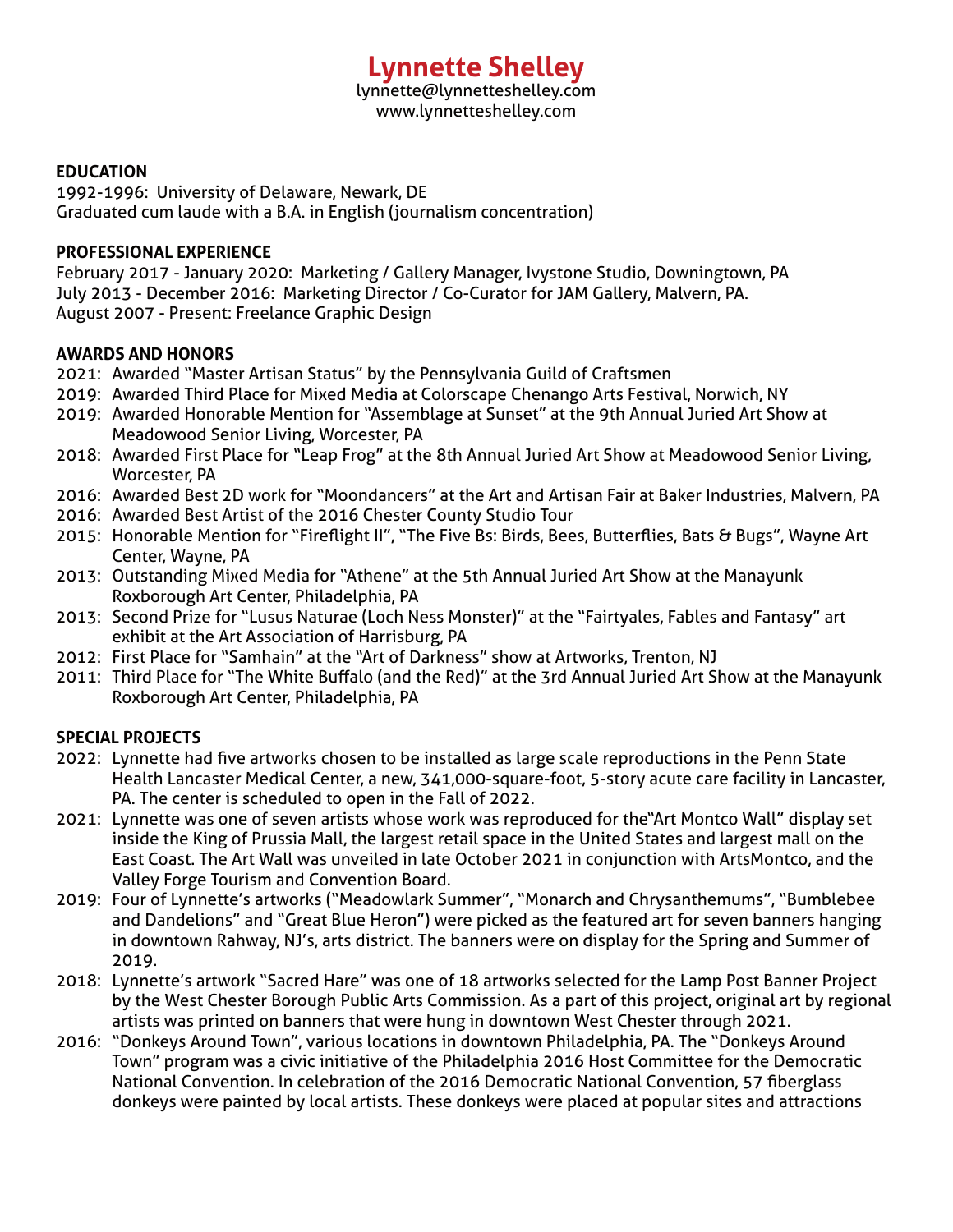# Lynnette Shelley

lynnette@lynnetteshelley.com
www.lynnetteshelley.com

**EDUCATION**

1992-1996: University of Delaware, Newark, DE
Graduated cum laude with a B.A. in English (journalism concentration)

**PROFESSIONAL EXPERIENCE**

February 2017 - January 2020: Marketing / Gallery Manager, Ivystone Studio, Downingtown, PA
July 2013 - December 2016: Marketing Director / Co-Curator for JAM Gallery, Malvern, PA.
August 2007 - Present: Freelance Graphic Design

**AWARDS AND HONORS**

- 2021: Awarded "Master Artisan Status" by the Pennsylvania Guild of Craftsmen
- 2019: Awarded Third Place for Mixed Media at Colorscape Chenango Arts Festival, Norwich, NY
- 2019: Awarded Honorable Mention for "Assemblage at Sunset" at the 9th Annual Juried Art Show at Meadowood Senior Living, Worcester, PA
- 2018: Awarded First Place for "Leap Frog" at the 8th Annual Juried Art Show at Meadowood Senior Living, Worcester, PA
- 2016: Awarded Best 2D work for "Moondancers" at the Art and Artisan Fair at Baker Industries, Malvern, PA
- 2016: Awarded Best Artist of the 2016 Chester County Studio Tour
- 2015: Honorable Mention for "Fireflight II", "The Five Bs: Birds, Bees, Butterflies, Bats & Bugs", Wayne Art Center, Wayne, PA
- 2013: Outstanding Mixed Media for "Athene" at the 5th Annual Juried Art Show at the Manayunk Roxborough Art Center, Philadelphia, PA
- 2013: Second Prize for "Lusus Naturae (Loch Ness Monster)" at the "Fairtyales, Fables and Fantasy" art exhibit at the Art Association of Harrisburg, PA
- 2012: First Place for "Samhain" at the "Art of Darkness" show at Artworks, Trenton, NJ
- 2011: Third Place for "The White Buffalo (and the Red)" at the 3rd Annual Juried Art Show at the Manayunk Roxborough Art Center, Philadelphia, PA

**SPECIAL PROJECTS**

- 2022: Lynnette had five artworks chosen to be installed as large scale reproductions in the Penn State Health Lancaster Medical Center, a new, 341,000-square-foot, 5-story acute care facility in Lancaster, PA. The center is scheduled to open in the Fall of 2022.
- 2021: Lynnette was one of seven artists whose work was reproduced for the"Art Montco Wall" display set inside the King of Prussia Mall, the largest retail space in the United States and largest mall on the East Coast. The Art Wall was unveiled in late October 2021 in conjunction with ArtsMontco, and the Valley Forge Tourism and Convention Board.
- 2019: Four of Lynnette's artworks ("Meadowlark Summer", "Monarch and Chrysanthemums", "Bumblebee and Dandelions" and "Great Blue Heron") were picked as the featured art for seven banners hanging in downtown Rahway, NJ's, arts district. The banners were on display for the Spring and Summer of 2019.
- 2018: Lynnette's artwork "Sacred Hare" was one of 18 artworks selected for the Lamp Post Banner Project by the West Chester Borough Public Arts Commission. As a part of this project, original art by regional artists was printed on banners that were hung in downtown West Chester through 2021.
- 2016: "Donkeys Around Town", various locations in downtown Philadelphia, PA. The "Donkeys Around Town" program was a civic initiative of the Philadelphia 2016 Host Committee for the Democratic National Convention. In celebration of the 2016 Democratic National Convention, 57 fiberglass donkeys were painted by local artists. These donkeys were placed at popular sites and attractions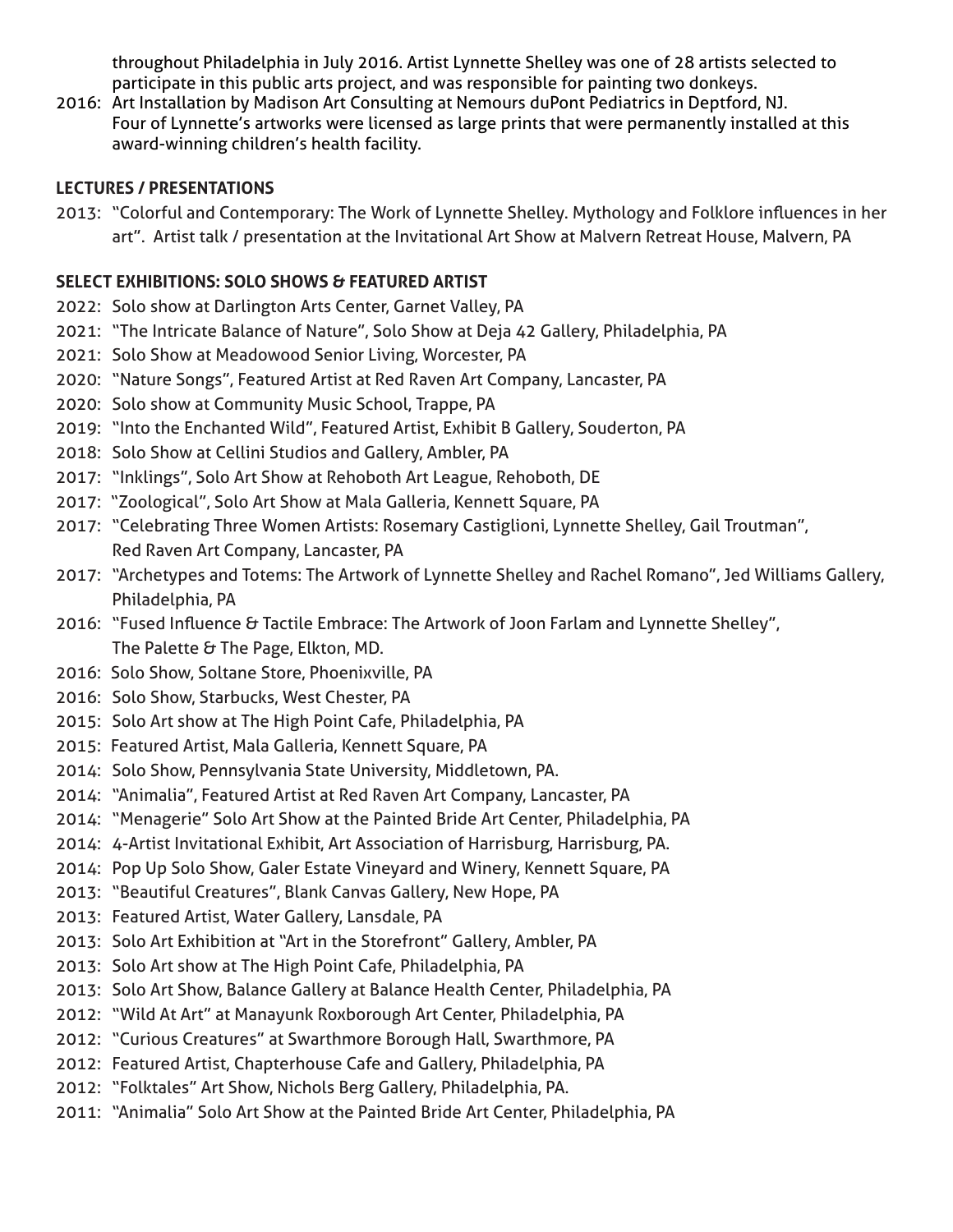throughout Philadelphia in July 2016. Artist Lynnette Shelley was one of 28 artists selected to participate in this public arts project, and was responsible for painting two donkeys.

2016: Art Installation by Madison Art Consulting at Nemours duPont Pediatrics in Deptford, NJ. Four of Lynnette's artworks were licensed as large prints that were permanently installed at this award-winning children's health facility.

**LECTURES / PRESENTATIONS**

2013: "Colorful and Contemporary: The Work of Lynnette Shelley. Mythology and Folklore influences in her art". Artist talk / presentation at the Invitational Art Show at Malvern Retreat House, Malvern, PA

**SELECT EXHIBITIONS: SOLO SHOWS & FEATURED ARTIST**

2022: Solo show at Darlington Arts Center, Garnet Valley, PA
2021: "The Intricate Balance of Nature", Solo Show at Deja 42 Gallery, Philadelphia, PA
2021: Solo Show at Meadowood Senior Living, Worcester, PA
2020: "Nature Songs", Featured Artist at Red Raven Art Company, Lancaster, PA
2020: Solo show at Community Music School, Trappe, PA
2019: "Into the Enchanted Wild", Featured Artist, Exhibit B Gallery, Souderton, PA
2018: Solo Show at Cellini Studios and Gallery, Ambler, PA
2017: "Inklings", Solo Art Show at Rehoboth Art League, Rehoboth, DE
2017: "Zoological", Solo Art Show at Mala Galleria, Kennett Square, PA
2017: "Celebrating Three Women Artists: Rosemary Castiglioni, Lynnette Shelley, Gail Troutman", Red Raven Art Company, Lancaster, PA
2017: "Archetypes and Totems: The Artwork of Lynnette Shelley and Rachel Romano", Jed Williams Gallery, Philadelphia, PA
2016: "Fused Influence & Tactile Embrace: The Artwork of Joon Farlam and Lynnette Shelley", The Palette & The Page, Elkton, MD.
2016: Solo Show, Soltane Store, Phoenixville, PA
2016: Solo Show, Starbucks, West Chester, PA
2015: Solo Art show at The High Point Cafe, Philadelphia, PA
2015: Featured Artist, Mala Galleria, Kennett Square, PA
2014: Solo Show, Pennsylvania State University, Middletown, PA.
2014: "Animalia", Featured Artist at Red Raven Art Company, Lancaster, PA
2014: "Menagerie" Solo Art Show at the Painted Bride Art Center, Philadelphia, PA
2014: 4-Artist Invitational Exhibit, Art Association of Harrisburg, Harrisburg, PA.
2014: Pop Up Solo Show, Galer Estate Vineyard and Winery, Kennett Square, PA
2013: "Beautiful Creatures", Blank Canvas Gallery, New Hope, PA
2013: Featured Artist, Water Gallery, Lansdale, PA
2013: Solo Art Exhibition at "Art in the Storefront" Gallery, Ambler, PA
2013: Solo Art show at The High Point Cafe, Philadelphia, PA
2013: Solo Art Show, Balance Gallery at Balance Health Center, Philadelphia, PA
2012: "Wild At Art" at Manayunk Roxborough Art Center, Philadelphia, PA
2012: "Curious Creatures" at Swarthmore Borough Hall, Swarthmore, PA
2012: Featured Artist, Chapterhouse Cafe and Gallery, Philadelphia, PA
2012: "Folktales" Art Show, Nichols Berg Gallery, Philadelphia, PA.
2011: "Animalia" Solo Art Show at the Painted Bride Art Center, Philadelphia, PA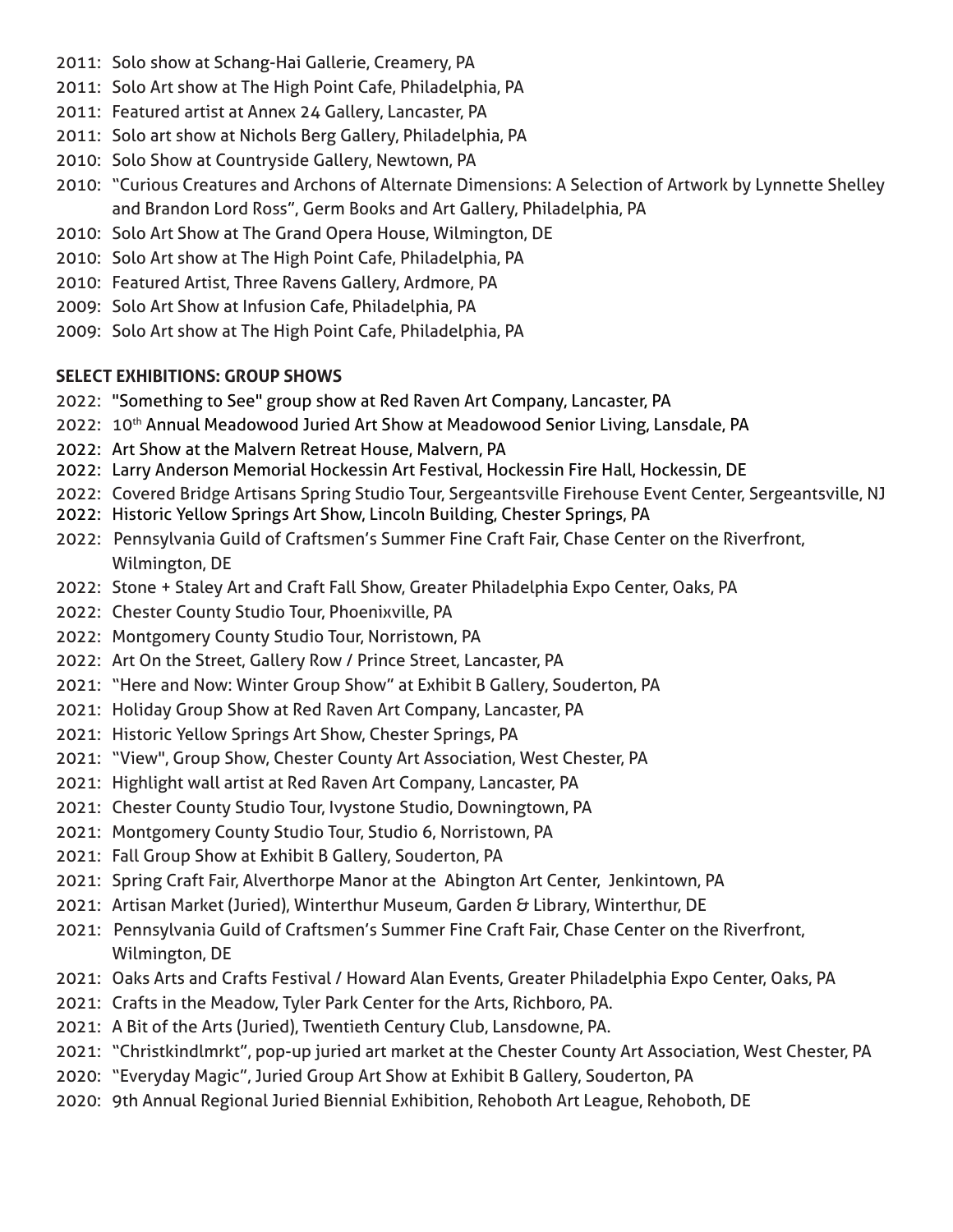- 2011: Solo show at Schang-Hai Gallerie, Creamery, PA
- 2011: Solo Art show at The High Point Cafe, Philadelphia, PA
- 2011: Featured artist at Annex 24 Gallery, Lancaster, PA
- 2011: Solo art show at Nichols Berg Gallery, Philadelphia, PA
- 2010: Solo Show at Countryside Gallery, Newtown, PA
- 2010: "Curious Creatures and Archons of Alternate Dimensions: A Selection of Artwork by Lynnette Shelley and Brandon Lord Ross", Germ Books and Art Gallery, Philadelphia, PA
- 2010: Solo Art Show at The Grand Opera House, Wilmington, DE
- 2010: Solo Art show at The High Point Cafe, Philadelphia, PA
- 2010: Featured Artist, Three Ravens Gallery, Ardmore, PA
- 2009: Solo Art Show at Infusion Cafe, Philadelphia, PA
- 2009: Solo Art show at The High Point Cafe, Philadelphia, PA

**SELECT EXHIBITIONS: GROUP SHOWS**

- 2022: "Something to See" group show at Red Raven Art Company, Lancaster, PA
- 2022: 10th Annual Meadowood Juried Art Show at Meadowood Senior Living, Lansdale, PA
- 2022: Art Show at the Malvern Retreat House, Malvern, PA
- 2022: Larry Anderson Memorial Hockessin Art Festival, Hockessin Fire Hall, Hockessin, DE
- 2022: Covered Bridge Artisans Spring Studio Tour, Sergeantsville Firehouse Event Center, Sergeantsville, NJ
- 2022: Historic Yellow Springs Art Show, Lincoln Building, Chester Springs, PA
- 2022: Pennsylvania Guild of Craftsmen's Summer Fine Craft Fair, Chase Center on the Riverfront, Wilmington, DE
- 2022: Stone + Staley Art and Craft Fall Show, Greater Philadelphia Expo Center, Oaks, PA
- 2022: Chester County Studio Tour, Phoenixville, PA
- 2022: Montgomery County Studio Tour, Norristown, PA
- 2022: Art On the Street, Gallery Row / Prince Street, Lancaster, PA
- 2021: "Here and Now: Winter Group Show" at Exhibit B Gallery, Souderton, PA
- 2021: Holiday Group Show at Red Raven Art Company, Lancaster, PA
- 2021: Historic Yellow Springs Art Show, Chester Springs, PA
- 2021: "View", Group Show, Chester County Art Association, West Chester, PA
- 2021: Highlight wall artist at Red Raven Art Company, Lancaster, PA
- 2021: Chester County Studio Tour, Ivystone Studio, Downingtown, PA
- 2021: Montgomery County Studio Tour, Studio 6, Norristown, PA
- 2021: Fall Group Show at Exhibit B Gallery, Souderton, PA
- 2021: Spring Craft Fair, Alverthorpe Manor at the Abington Art Center, Jenkintown, PA
- 2021: Artisan Market (Juried), Winterthur Museum, Garden & Library, Winterthur, DE
- 2021: Pennsylvania Guild of Craftsmen's Summer Fine Craft Fair, Chase Center on the Riverfront, Wilmington, DE
- 2021: Oaks Arts and Crafts Festival / Howard Alan Events, Greater Philadelphia Expo Center, Oaks, PA
- 2021: Crafts in the Meadow, Tyler Park Center for the Arts, Richboro, PA.
- 2021: A Bit of the Arts (Juried), Twentieth Century Club, Lansdowne, PA.
- 2021: "Christkindlmrkt", pop-up juried art market at the Chester County Art Association, West Chester, PA
- 2020: "Everyday Magic", Juried Group Art Show at Exhibit B Gallery, Souderton, PA
- 2020: 9th Annual Regional Juried Biennial Exhibition, Rehoboth Art League, Rehoboth, DE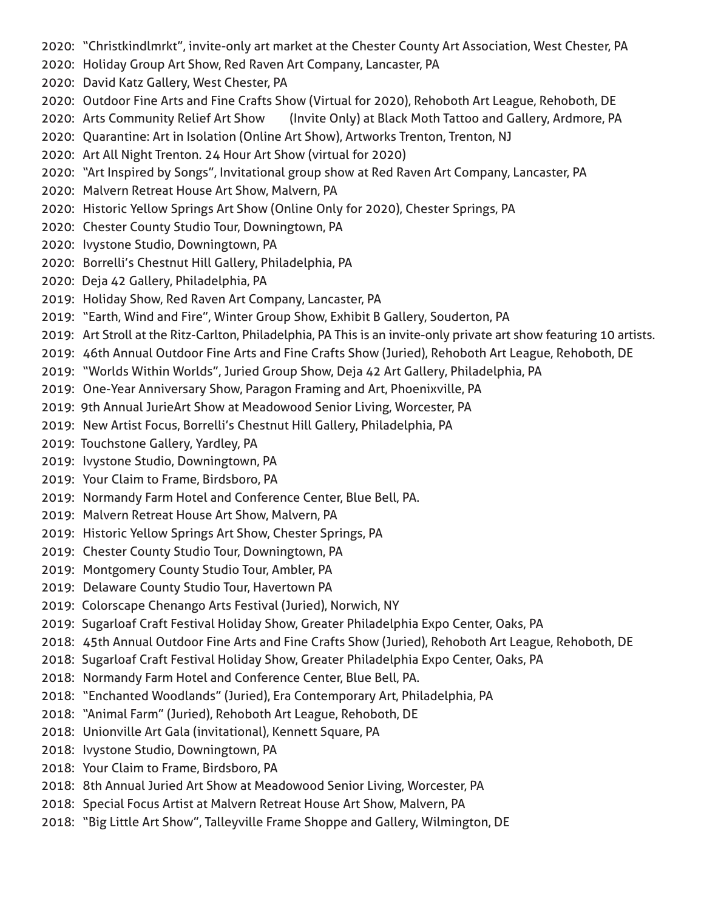2020: "Christkindlmrkt", invite-only art market at the Chester County Art Association, West Chester, PA
2020: Holiday Group Art Show, Red Raven Art Company, Lancaster, PA
2020: David Katz Gallery, West Chester, PA
2020: Outdoor Fine Arts and Fine Crafts Show (Virtual for 2020), Rehoboth Art League, Rehoboth, DE
2020: Arts Community Relief Art Show (Invite Only) at Black Moth Tattoo and Gallery, Ardmore, PA
2020: Quarantine: Art in Isolation (Online Art Show), Artworks Trenton, Trenton, NJ
2020: Art All Night Trenton. 24 Hour Art Show (virtual for 2020)
2020: "Art Inspired by Songs", Invitational group show at Red Raven Art Company, Lancaster, PA
2020: Malvern Retreat House Art Show, Malvern, PA
2020: Historic Yellow Springs Art Show (Online Only for 2020), Chester Springs, PA
2020: Chester County Studio Tour, Downingtown, PA
2020: Ivystone Studio, Downingtown, PA
2020: Borrelli's Chestnut Hill Gallery, Philadelphia, PA
2020: Deja 42 Gallery, Philadelphia, PA
2019: Holiday Show, Red Raven Art Company, Lancaster, PA
2019: "Earth, Wind and Fire", Winter Group Show, Exhibit B Gallery, Souderton, PA
2019: Art Stroll at the Ritz-Carlton, Philadelphia, PA This is an invite-only private art show featuring 10 artists.
2019: 46th Annual Outdoor Fine Arts and Fine Crafts Show (Juried), Rehoboth Art League, Rehoboth, DE
2019: "Worlds Within Worlds", Juried Group Show, Deja 42 Art Gallery, Philadelphia, PA
2019: One-Year Anniversary Show, Paragon Framing and Art, Phoenixville, PA
2019: 9th Annual JurieArt Show at Meadowood Senior Living, Worcester, PA
2019: New Artist Focus, Borrelli's Chestnut Hill Gallery, Philadelphia, PA
2019: Touchstone Gallery, Yardley, PA
2019: Ivystone Studio, Downingtown, PA
2019: Your Claim to Frame, Birdsboro, PA
2019: Normandy Farm Hotel and Conference Center, Blue Bell, PA.
2019: Malvern Retreat House Art Show, Malvern, PA
2019: Historic Yellow Springs Art Show, Chester Springs, PA
2019: Chester County Studio Tour, Downingtown, PA
2019: Montgomery County Studio Tour, Ambler, PA
2019: Delaware County Studio Tour, Havertown PA
2019: Colorscape Chenango Arts Festival (Juried), Norwich, NY
2019: Sugarloaf Craft Festival Holiday Show, Greater Philadelphia Expo Center, Oaks, PA
2018: 45th Annual Outdoor Fine Arts and Fine Crafts Show (Juried), Rehoboth Art League, Rehoboth, DE
2018: Sugarloaf Craft Festival Holiday Show, Greater Philadelphia Expo Center, Oaks, PA
2018: Normandy Farm Hotel and Conference Center, Blue Bell, PA.
2018: "Enchanted Woodlands" (Juried), Era Contemporary Art, Philadelphia, PA
2018: "Animal Farm" (Juried), Rehoboth Art League, Rehoboth, DE
2018: Unionville Art Gala (invitational), Kennett Square, PA
2018: Ivystone Studio, Downingtown, PA
2018: Your Claim to Frame, Birdsboro, PA
2018: 8th Annual Juried Art Show at Meadowood Senior Living, Worcester, PA
2018: Special Focus Artist at Malvern Retreat House Art Show, Malvern, PA
2018: "Big Little Art Show", Talleyville Frame Shoppe and Gallery, Wilmington, DE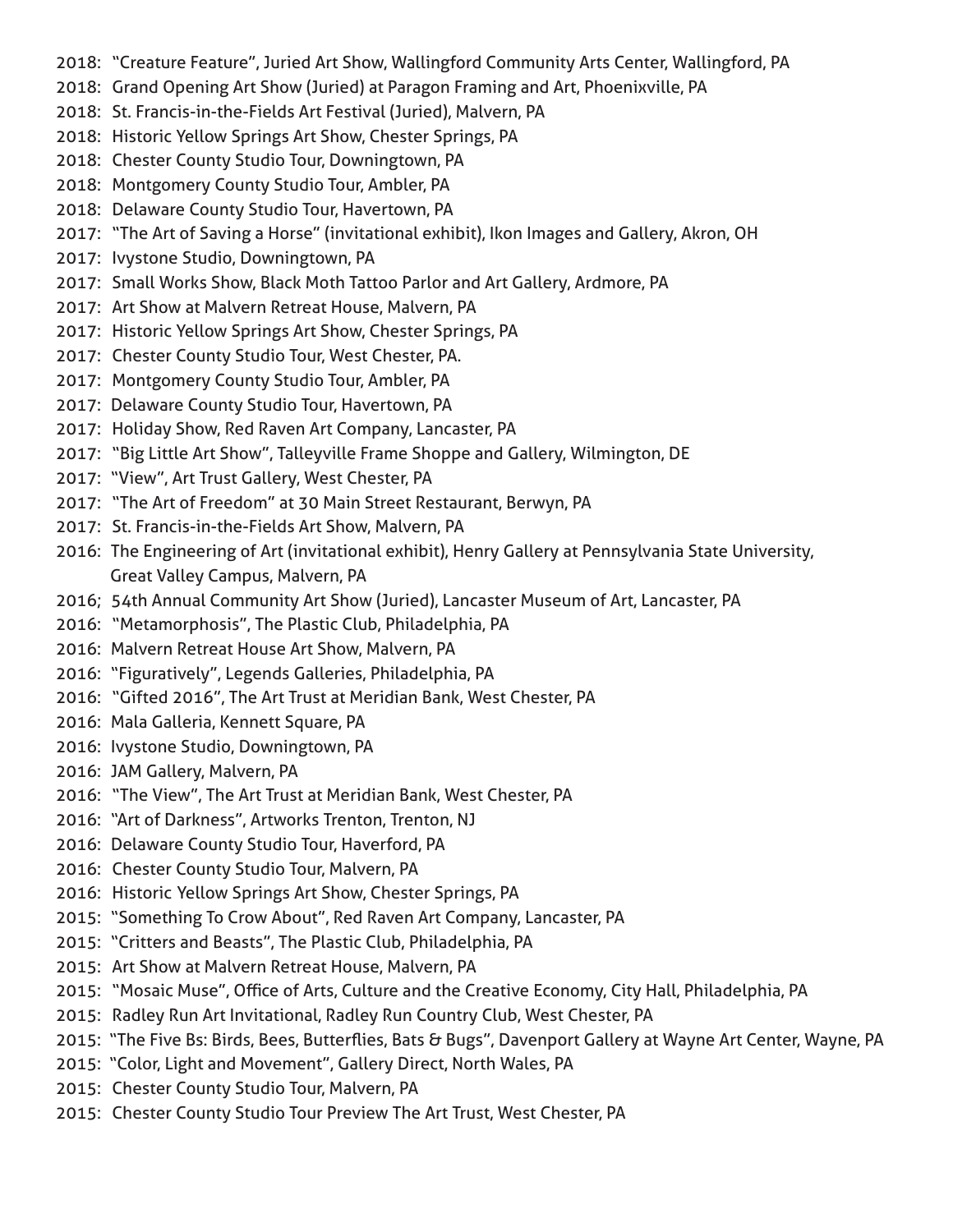2018: "Creature Feature", Juried Art Show, Wallingford Community Arts Center, Wallingford, PA
2018: Grand Opening Art Show (Juried) at Paragon Framing and Art, Phoenixville, PA
2018: St. Francis-in-the-Fields Art Festival (Juried), Malvern, PA
2018: Historic Yellow Springs Art Show, Chester Springs, PA
2018: Chester County Studio Tour, Downingtown, PA
2018: Montgomery County Studio Tour, Ambler, PA
2018: Delaware County Studio Tour, Havertown, PA
2017: "The Art of Saving a Horse" (invitational exhibit), Ikon Images and Gallery, Akron, OH
2017: Ivystone Studio, Downingtown, PA
2017: Small Works Show, Black Moth Tattoo Parlor and Art Gallery, Ardmore, PA
2017: Art Show at Malvern Retreat House, Malvern, PA
2017: Historic Yellow Springs Art Show, Chester Springs, PA
2017: Chester County Studio Tour, West Chester, PA.
2017: Montgomery County Studio Tour, Ambler, PA
2017: Delaware County Studio Tour, Havertown, PA
2017: Holiday Show, Red Raven Art Company, Lancaster, PA
2017: "Big Little Art Show", Talleyville Frame Shoppe and Gallery, Wilmington, DE
2017: "View", Art Trust Gallery, West Chester, PA
2017: "The Art of Freedom" at 30 Main Street Restaurant, Berwyn, PA
2017: St. Francis-in-the-Fields Art Show, Malvern, PA
2016: The Engineering of Art (invitational exhibit), Henry Gallery at Pennsylvania State University, Great Valley Campus, Malvern, PA
2016; 54th Annual Community Art Show (Juried), Lancaster Museum of Art, Lancaster, PA
2016: "Metamorphosis", The Plastic Club, Philadelphia, PA
2016: Malvern Retreat House Art Show, Malvern, PA
2016: "Figuratively", Legends Galleries, Philadelphia, PA
2016: "Gifted 2016", The Art Trust at Meridian Bank, West Chester, PA
2016: Mala Galleria, Kennett Square, PA
2016: Ivystone Studio, Downingtown, PA
2016: JAM Gallery, Malvern, PA
2016: "The View", The Art Trust at Meridian Bank, West Chester, PA
2016: "Art of Darkness", Artworks Trenton, Trenton, NJ
2016: Delaware County Studio Tour, Haverford, PA
2016: Chester County Studio Tour, Malvern, PA
2016: Historic Yellow Springs Art Show, Chester Springs, PA
2015: "Something To Crow About", Red Raven Art Company, Lancaster, PA
2015: "Critters and Beasts", The Plastic Club, Philadelphia, PA
2015: Art Show at Malvern Retreat House, Malvern, PA
2015: "Mosaic Muse", Office of Arts, Culture and the Creative Economy, City Hall, Philadelphia, PA
2015: Radley Run Art Invitational, Radley Run Country Club, West Chester, PA
2015: "The Five Bs: Birds, Bees, Butterflies, Bats & Bugs", Davenport Gallery at Wayne Art Center, Wayne, PA
2015: "Color, Light and Movement", Gallery Direct, North Wales, PA
2015: Chester County Studio Tour, Malvern, PA
2015: Chester County Studio Tour Preview The Art Trust, West Chester, PA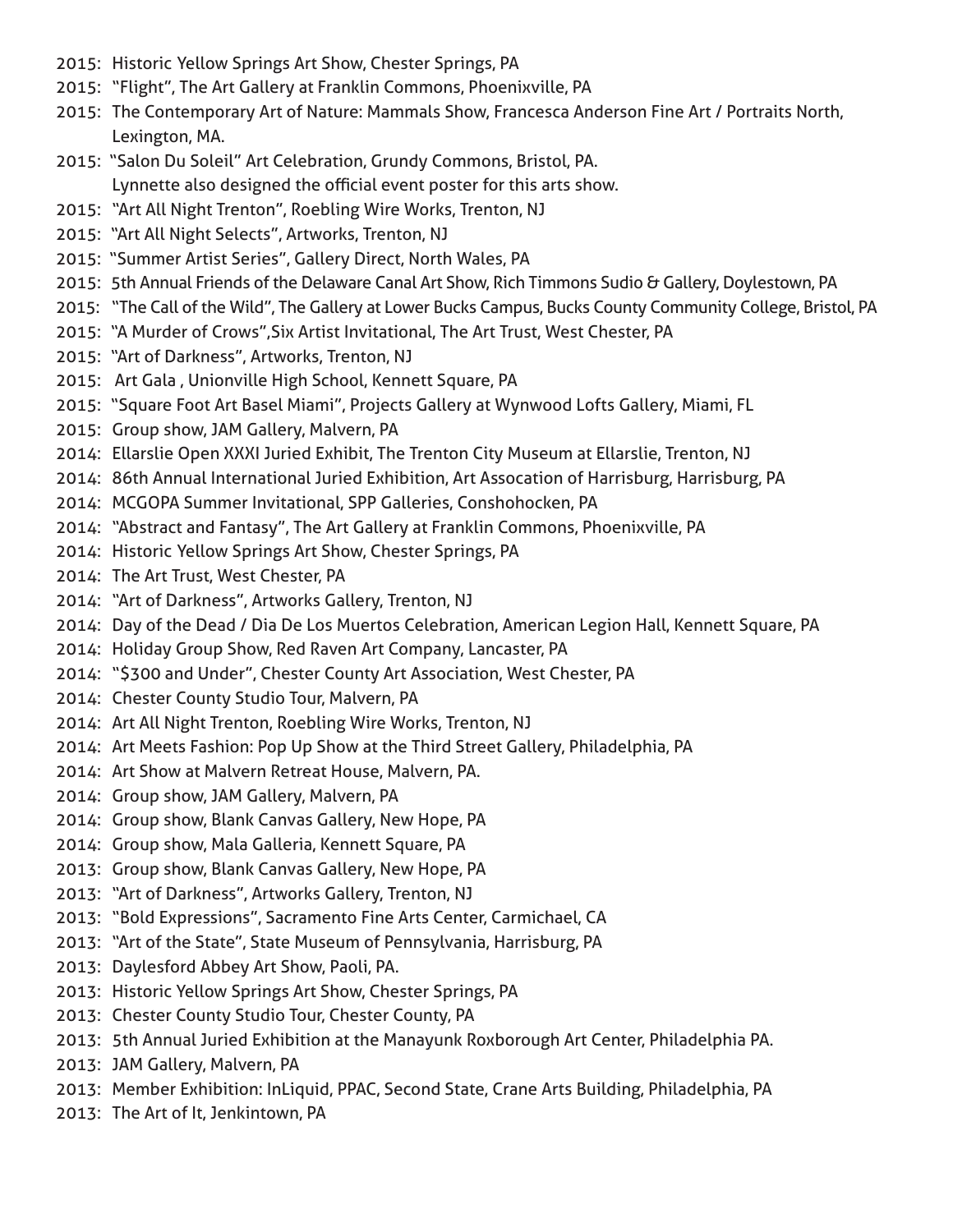2015: Historic Yellow Springs Art Show, Chester Springs, PA

2015: "Flight", The Art Gallery at Franklin Commons, Phoenixville, PA

2015: The Contemporary Art of Nature: Mammals Show, Francesca Anderson Fine Art / Portraits North, Lexington, MA.

2015: "Salon Du Soleil" Art Celebration, Grundy Commons, Bristol, PA. Lynnette also designed the official event poster for this arts show.

2015: "Art All Night Trenton", Roebling Wire Works, Trenton, NJ

2015: "Art All Night Selects", Artworks, Trenton, NJ

2015: "Summer Artist Series", Gallery Direct, North Wales, PA

2015: 5th Annual Friends of the Delaware Canal Art Show, Rich Timmons Sudio & Gallery, Doylestown, PA

2015: "The Call of the Wild", The Gallery at Lower Bucks Campus, Bucks County Community College, Bristol, PA

2015: "A Murder of Crows",Six Artist Invitational, The Art Trust, West Chester, PA

2015: "Art of Darkness", Artworks, Trenton, NJ

2015: Art Gala , Unionville High School, Kennett Square, PA

2015: "Square Foot Art Basel Miami", Projects Gallery at Wynwood Lofts Gallery, Miami, FL

2015: Group show, JAM Gallery, Malvern, PA

2014: Ellarslie Open XXXI Juried Exhibit, The Trenton City Museum at Ellarslie, Trenton, NJ

2014: 86th Annual International Juried Exhibition, Art Assocation of Harrisburg, Harrisburg, PA

2014: MCGOPA Summer Invitational, SPP Galleries, Conshohocken, PA

2014: "Abstract and Fantasy", The Art Gallery at Franklin Commons, Phoenixville, PA

2014: Historic Yellow Springs Art Show, Chester Springs, PA

2014: The Art Trust, West Chester, PA

2014: "Art of Darkness", Artworks Gallery, Trenton, NJ

2014: Day of the Dead / Dia De Los Muertos Celebration, American Legion Hall, Kennett Square, PA

2014: Holiday Group Show, Red Raven Art Company, Lancaster, PA

2014: "$300 and Under", Chester County Art Association, West Chester, PA

2014: Chester County Studio Tour, Malvern, PA

2014: Art All Night Trenton, Roebling Wire Works, Trenton, NJ

2014: Art Meets Fashion: Pop Up Show at the Third Street Gallery, Philadelphia, PA

2014: Art Show at Malvern Retreat House, Malvern, PA.

2014: Group show, JAM Gallery, Malvern, PA

2014: Group show, Blank Canvas Gallery, New Hope, PA

2014: Group show, Mala Galleria, Kennett Square, PA

2013: Group show, Blank Canvas Gallery, New Hope, PA

2013: "Art of Darkness", Artworks Gallery, Trenton, NJ

2013: "Bold Expressions", Sacramento Fine Arts Center, Carmichael, CA

2013: "Art of the State", State Museum of Pennsylvania, Harrisburg, PA

2013: Daylesford Abbey Art Show, Paoli, PA.

2013: Historic Yellow Springs Art Show, Chester Springs, PA

2013: Chester County Studio Tour, Chester County, PA

2013: 5th Annual Juried Exhibition at the Manayunk Roxborough Art Center, Philadelphia PA.

2013: JAM Gallery, Malvern, PA

2013: Member Exhibition: InLiquid, PPAC, Second State, Crane Arts Building, Philadelphia, PA

2013: The Art of It, Jenkintown, PA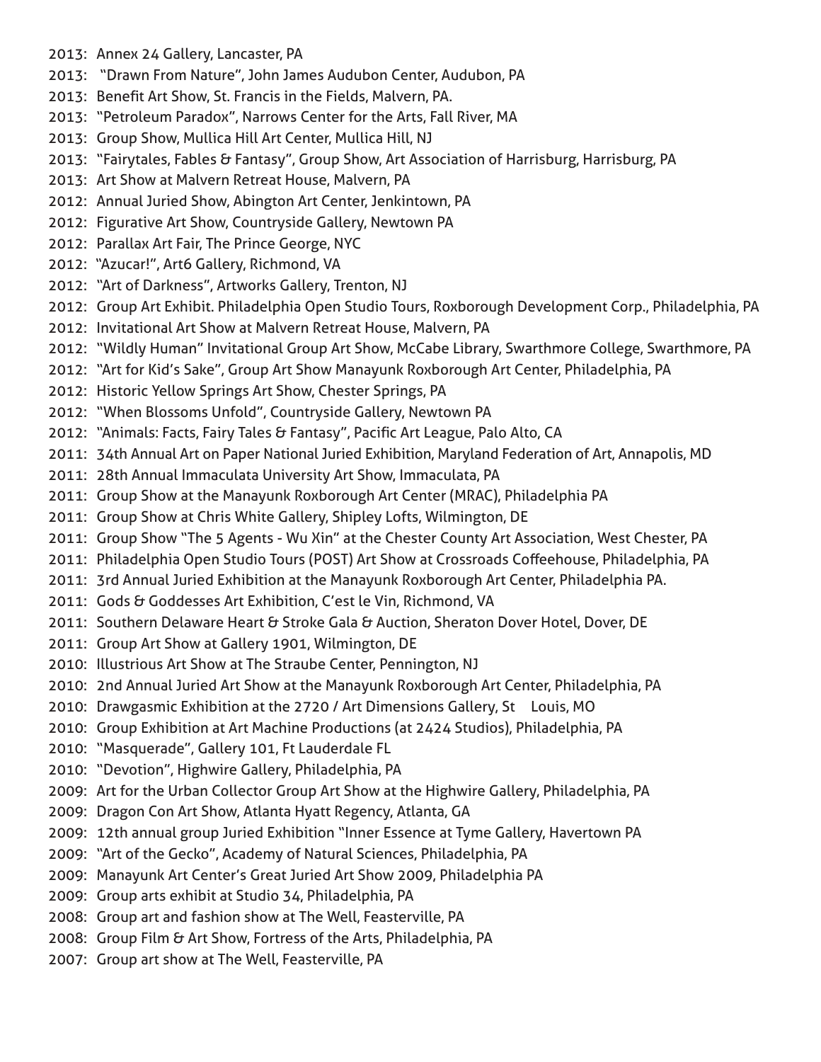2013: Annex 24 Gallery, Lancaster, PA
2013: "Drawn From Nature", John James Audubon Center, Audubon, PA
2013: Benefit Art Show, St. Francis in the Fields, Malvern, PA.
2013: "Petroleum Paradox", Narrows Center for the Arts, Fall River, MA
2013: Group Show, Mullica Hill Art Center, Mullica Hill, NJ
2013: "Fairytales, Fables & Fantasy", Group Show, Art Association of Harrisburg, Harrisburg, PA
2013: Art Show at Malvern Retreat House, Malvern, PA
2012: Annual Juried Show, Abington Art Center, Jenkintown, PA
2012: Figurative Art Show, Countryside Gallery, Newtown PA
2012: Parallax Art Fair, The Prince George, NYC
2012: "Azucar!", Art6 Gallery, Richmond, VA
2012: "Art of Darkness", Artworks Gallery, Trenton, NJ
2012: Group Art Exhibit. Philadelphia Open Studio Tours, Roxborough Development Corp., Philadelphia, PA
2012: Invitational Art Show at Malvern Retreat House, Malvern, PA
2012: "Wildly Human" Invitational Group Art Show, McCabe Library, Swarthmore College, Swarthmore, PA
2012: "Art for Kid's Sake", Group Art Show Manayunk Roxborough Art Center, Philadelphia, PA
2012: Historic Yellow Springs Art Show, Chester Springs, PA
2012: "When Blossoms Unfold", Countryside Gallery, Newtown PA
2012: "Animals: Facts, Fairy Tales & Fantasy", Pacific Art League, Palo Alto, CA
2011: 34th Annual Art on Paper National Juried Exhibition, Maryland Federation of Art, Annapolis, MD
2011: 28th Annual Immaculata University Art Show, Immaculata, PA
2011: Group Show at the Manayunk Roxborough Art Center (MRAC), Philadelphia PA
2011: Group Show at Chris White Gallery, Shipley Lofts, Wilmington, DE
2011: Group Show "The 5 Agents - Wu Xin" at the Chester County Art Association, West Chester, PA
2011: Philadelphia Open Studio Tours (POST) Art Show at Crossroads Coffeehouse, Philadelphia, PA
2011: 3rd Annual Juried Exhibition at the Manayunk Roxborough Art Center, Philadelphia PA.
2011: Gods & Goddesses Art Exhibition, C'est le Vin, Richmond, VA
2011: Southern Delaware Heart & Stroke Gala & Auction, Sheraton Dover Hotel, Dover, DE
2011: Group Art Show at Gallery 1901, Wilmington, DE
2010: Illustrious Art Show at The Straube Center, Pennington, NJ
2010: 2nd Annual Juried Art Show at the Manayunk Roxborough Art Center, Philadelphia, PA
2010: Drawgasmic Exhibition at the 2720 / Art Dimensions Gallery, St Louis, MO
2010: Group Exhibition at Art Machine Productions (at 2424 Studios), Philadelphia, PA
2010: "Masquerade", Gallery 101, Ft Lauderdale FL
2010: "Devotion", Highwire Gallery, Philadelphia, PA
2009: Art for the Urban Collector Group Art Show at the Highwire Gallery, Philadelphia, PA
2009: Dragon Con Art Show, Atlanta Hyatt Regency, Atlanta, GA
2009: 12th annual group Juried Exhibition "Inner Essence at Tyme Gallery, Havertown PA
2009: "Art of the Gecko", Academy of Natural Sciences, Philadelphia, PA
2009: Manayunk Art Center's Great Juried Art Show 2009, Philadelphia PA
2009: Group arts exhibit at Studio 34, Philadelphia, PA
2008: Group art and fashion show at The Well, Feasterville, PA
2008: Group Film & Art Show, Fortress of the Arts, Philadelphia, PA
2007: Group art show at The Well, Feasterville, PA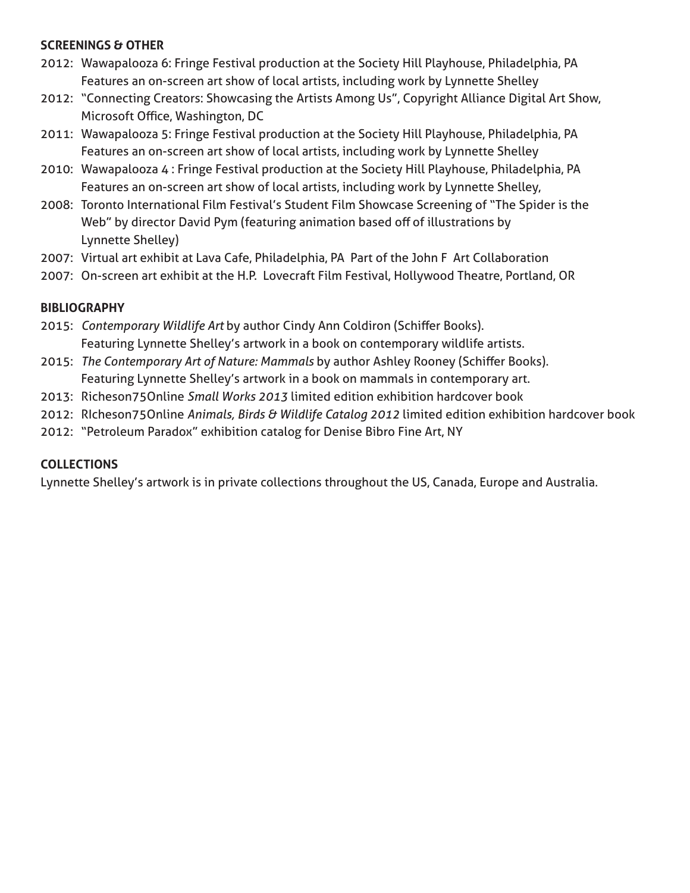**SCREENINGS & OTHER**

2012: Wawapalooza 6: Fringe Festival production at the Society Hill Playhouse, Philadelphia, PA
Features an on-screen art show of local artists, including work by Lynnette Shelley

2012: "Connecting Creators: Showcasing the Artists Among Us", Copyright Alliance Digital Art Show, Microsoft Office, Washington, DC

2011: Wawapalooza 5: Fringe Festival production at the Society Hill Playhouse, Philadelphia, PA
Features an on-screen art show of local artists, including work by Lynnette Shelley

2010: Wawapalooza 4 : Fringe Festival production at the Society Hill Playhouse, Philadelphia, PA
Features an on-screen art show of local artists, including work by Lynnette Shelley,

2008: Toronto International Film Festival's Student Film Showcase Screening of "The Spider is the Web" by director David Pym (featuring animation based off of illustrations by Lynnette Shelley)

2007: Virtual art exhibit at Lava Cafe, Philadelphia, PA Part of the John F Art Collaboration

2007: On-screen art exhibit at the H.P. Lovecraft Film Festival, Hollywood Theatre, Portland, OR

**BIBLIOGRAPHY**

2015: *Contemporary Wildlife Art* by author Cindy Ann Coldiron (Schiffer Books).
Featuring Lynnette Shelley's artwork in a book on contemporary wildlife artists.

2015: *The Contemporary Art of Nature: Mammals* by author Ashley Rooney (Schiffer Books).
Featuring Lynnette Shelley's artwork in a book on mammals in contemporary art.

2013: Richeson75Online *Small Works 2013* limited edition exhibition hardcover book

2012: RIcheson75Online *Animals, Birds & Wildlife Catalog 2012* limited edition exhibition hardcover book

2012: "Petroleum Paradox" exhibition catalog for Denise Bibro Fine Art, NY

**COLLECTIONS**

Lynnette Shelley's artwork is in private collections throughout the US, Canada, Europe and Australia.